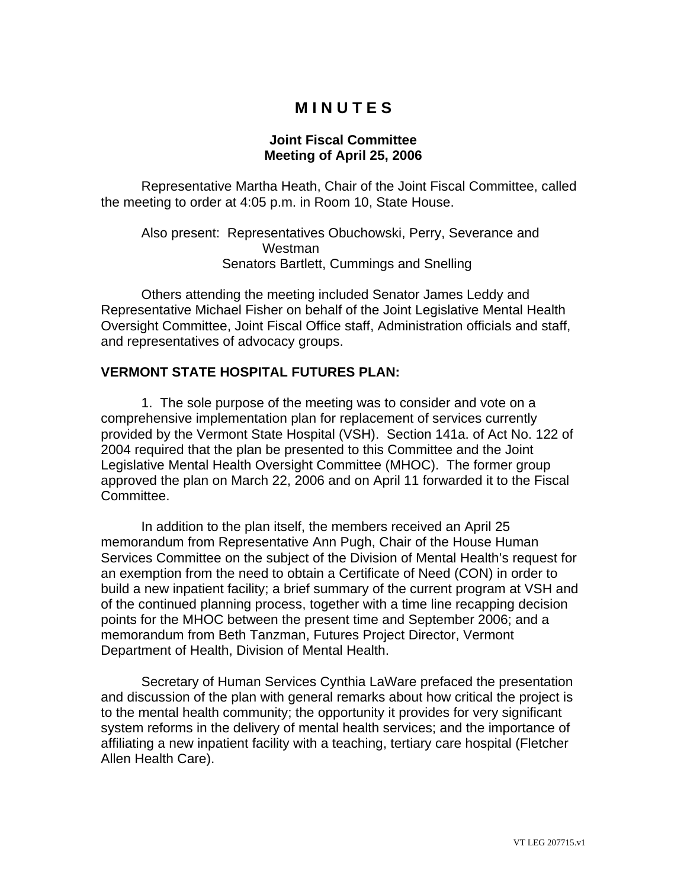# M I N U T E S

### Joint Fiscal Committee
### Meeting of April 25, 2006

Representative Martha Heath, Chair of the Joint Fiscal Committee, called the meeting to order at 4:05 p.m. in Room 10, State House.

Also present: Representatives Obuchowski, Perry, Severance and Westman
Senators Bartlett, Cummings and Snelling

Others attending the meeting included Senator James Leddy and Representative Michael Fisher on behalf of the Joint Legislative Mental Health Oversight Committee, Joint Fiscal Office staff, Administration officials and staff, and representatives of advocacy groups.

**VERMONT STATE HOSPITAL FUTURES PLAN:**

1. The sole purpose of the meeting was to consider and vote on a comprehensive implementation plan for replacement of services currently provided by the Vermont State Hospital (VSH). Section 141a. of Act No. 122 of 2004 required that the plan be presented to this Committee and the Joint Legislative Mental Health Oversight Committee (MHOC). The former group approved the plan on March 22, 2006 and on April 11 forwarded it to the Fiscal Committee.

In addition to the plan itself, the members received an April 25 memorandum from Representative Ann Pugh, Chair of the House Human Services Committee on the subject of the Division of Mental Health's request for an exemption from the need to obtain a Certificate of Need (CON) in order to build a new inpatient facility; a brief summary of the current program at VSH and of the continued planning process, together with a time line recapping decision points for the MHOC between the present time and September 2006; and a memorandum from Beth Tanzman, Futures Project Director, Vermont Department of Health, Division of Mental Health.

Secretary of Human Services Cynthia LaWare prefaced the presentation and discussion of the plan with general remarks about how critical the project is to the mental health community; the opportunity it provides for very significant system reforms in the delivery of mental health services; and the importance of affiliating a new inpatient facility with a teaching, tertiary care hospital (Fletcher Allen Health Care).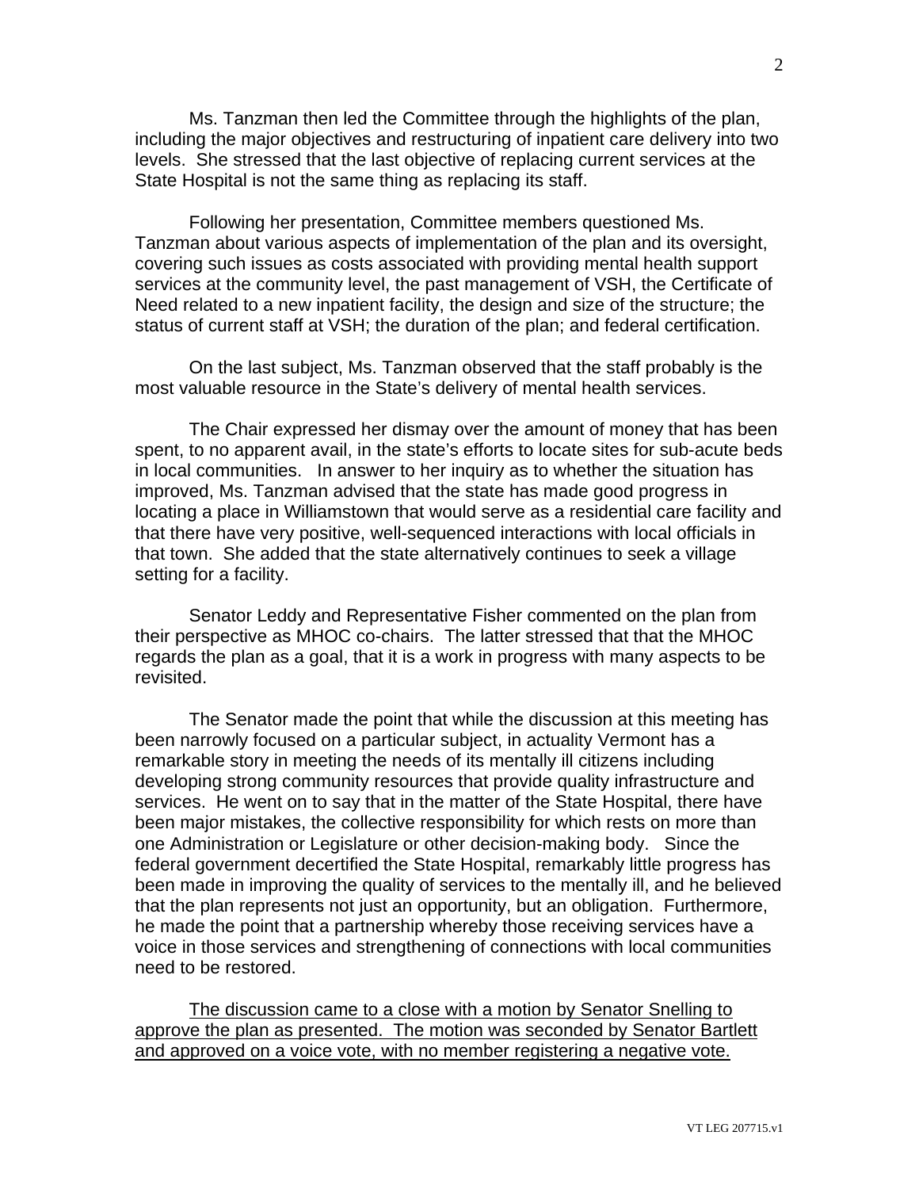Ms. Tanzman then led the Committee through the highlights of the plan, including the major objectives and restructuring of inpatient care delivery into two levels. She stressed that the last objective of replacing current services at the State Hospital is not the same thing as replacing its staff.

Following her presentation, Committee members questioned Ms. Tanzman about various aspects of implementation of the plan and its oversight, covering such issues as costs associated with providing mental health support services at the community level, the past management of VSH, the Certificate of Need related to a new inpatient facility, the design and size of the structure; the status of current staff at VSH; the duration of the plan; and federal certification.

On the last subject, Ms. Tanzman observed that the staff probably is the most valuable resource in the State's delivery of mental health services.

The Chair expressed her dismay over the amount of money that has been spent, to no apparent avail, in the state's efforts to locate sites for sub-acute beds in local communities. In answer to her inquiry as to whether the situation has improved, Ms. Tanzman advised that the state has made good progress in locating a place in Williamstown that would serve as a residential care facility and that there have very positive, well-sequenced interactions with local officials in that town. She added that the state alternatively continues to seek a village setting for a facility.

Senator Leddy and Representative Fisher commented on the plan from their perspective as MHOC co-chairs. The latter stressed that that the MHOC regards the plan as a goal, that it is a work in progress with many aspects to be revisited.

The Senator made the point that while the discussion at this meeting has been narrowly focused on a particular subject, in actuality Vermont has a remarkable story in meeting the needs of its mentally ill citizens including developing strong community resources that provide quality infrastructure and services. He went on to say that in the matter of the State Hospital, there have been major mistakes, the collective responsibility for which rests on more than one Administration or Legislature or other decision-making body. Since the federal government decertified the State Hospital, remarkably little progress has been made in improving the quality of services to the mentally ill, and he believed that the plan represents not just an opportunity, but an obligation. Furthermore, he made the point that a partnership whereby those receiving services have a voice in those services and strengthening of connections with local communities need to be restored.

<u>The discussion came to a close with a motion by Senator Snelling to approve the plan as presented. The motion was seconded by Senator Bartlett and approved on a voice vote, with no member registering a negative vote.</u>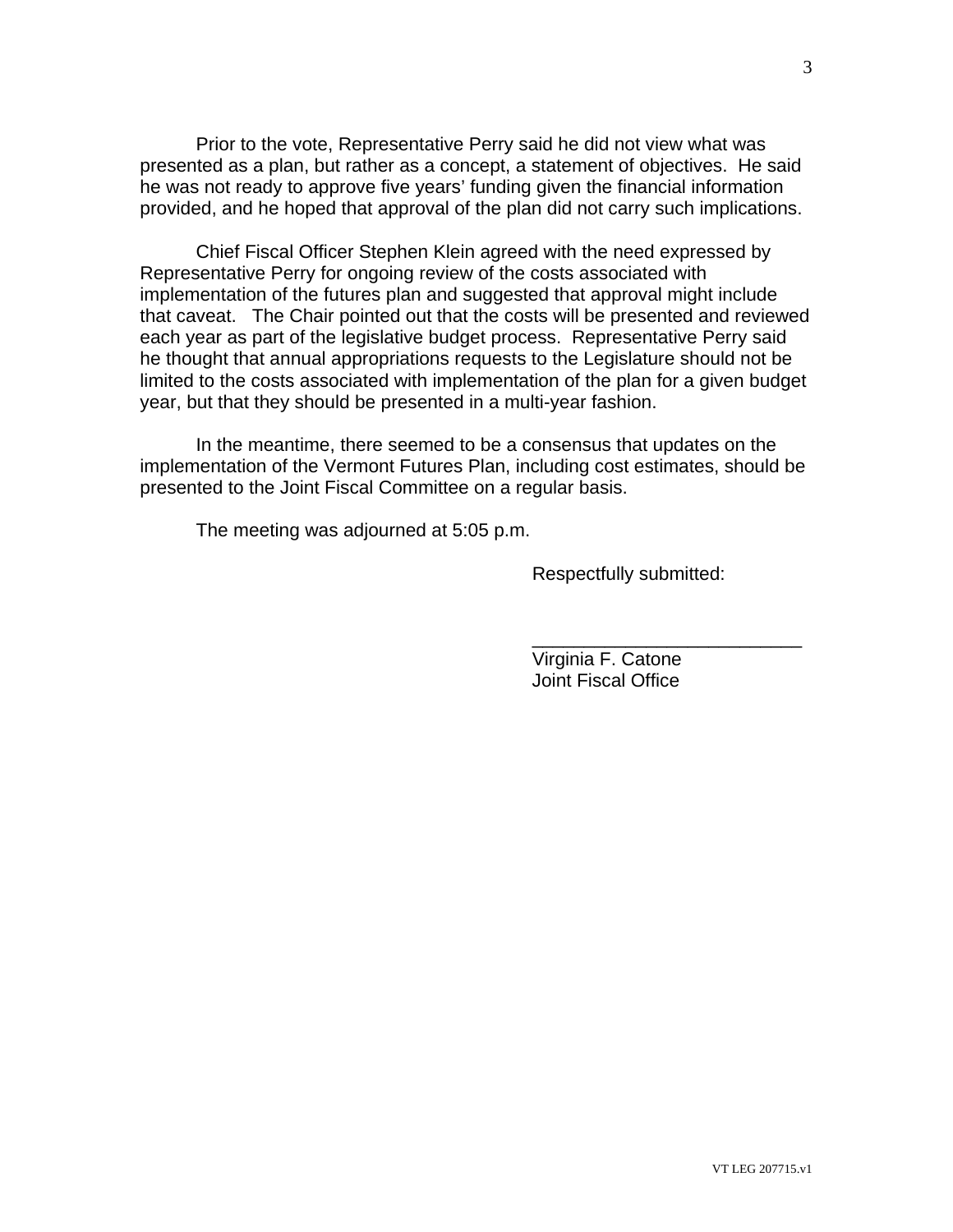Prior to the vote, Representative Perry said he did not view what was presented as a plan, but rather as a concept, a statement of objectives. He said he was not ready to approve five years' funding given the financial information provided, and he hoped that approval of the plan did not carry such implications.

Chief Fiscal Officer Stephen Klein agreed with the need expressed by Representative Perry for ongoing review of the costs associated with implementation of the futures plan and suggested that approval might include that caveat. The Chair pointed out that the costs will be presented and reviewed each year as part of the legislative budget process. Representative Perry said he thought that annual appropriations requests to the Legislature should not be limited to the costs associated with implementation of the plan for a given budget year, but that they should be presented in a multi-year fashion.

In the meantime, there seemed to be a consensus that updates on the implementation of the Vermont Futures Plan, including cost estimates, should be presented to the Joint Fiscal Committee on a regular basis.

The meeting was adjourned at 5:05 p.m.

Respectfully submitted:

\_\_\_\_\_\_\_\_\_\_\_\_\_\_\_\_\_\_\_\_\_\_\_\_\_\_

Virginia F. Catone
Joint Fiscal Office

VT LEG 207715.v1